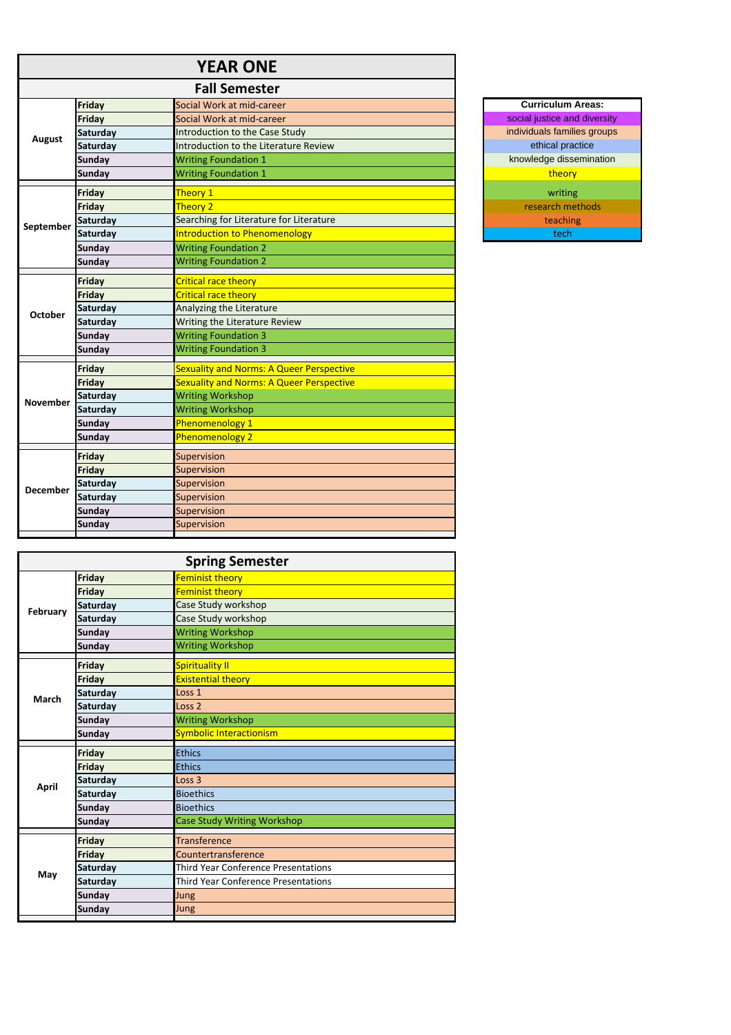# YEAR ONE

## Fall Semester

| Month | Day | Session |
|---|---|---|
| August | Friday | Social Work at mid-career |
| | Friday | Social Work at mid-career |
| | Saturday | Introduction to the Case Study |
| | Saturday | Introduction to the Literature Review |
| | Sunday | Writing Foundation 1 |
| | Sunday | Writing Foundation 1 |
| September | Friday | Theory 1 |
| | Friday | Theory 2 |
| | Saturday | Searching for Literature for Literature |
| | Saturday | Introduction to Phenomenology |
| | Sunday | Writing Foundation 2 |
| | Sunday | Writing Foundation 2 |
| October | Friday | Critical race theory |
| | Friday | Critical race theory |
| | Saturday | Analyzing the Literature |
| | Saturday | Writing the Literature Review |
| | Sunday | Writing Foundation 3 |
| | Sunday | Writing Foundation 3 |
| November | Friday | Sexuality and Norms: A Queer Perspective |
| | Friday | Sexuality and Norms: A Queer Perspective |
| | Saturday | Writing Workshop |
| | Saturday | Writing Workshop |
| | Sunday | Phenomenology 1 |
| | Sunday | Phenomenology 2 |
| December | Friday | Supervision |
| | Friday | Supervision |
| | Saturday | Supervision |
| | Saturday | Supervision |
| | Sunday | Supervision |
| | Sunday | Supervision |

## Spring Semester

| Month | Day | Session |
|---|---|---|
| February | Friday | Feminist theory |
| | Friday | Feminist theory |
| | Saturday | Case Study workshop |
| | Saturday | Case Study workshop |
| | Sunday | Writing Workshop |
| | Sunday | Writing Workshop |
| March | Friday | Spirituality II |
| | Friday | Existential theory |
| | Saturday | Loss 1 |
| | Saturday | Loss 2 |
| | Sunday | Writing Workshop |
| | Sunday | Symbolic Interactionism |
| April | Friday | Ethics |
| | Friday | Ethics |
| | Saturday | Loss 3 |
| | Saturday | Bioethics |
| | Sunday | Bioethics |
| | Sunday | Case Study Writing Workshop |
| May | Friday | Transference |
| | Friday | Countertransference |
| | Saturday | Third Year Conference Presentations |
| | Saturday | Third Year Conference Presentations |
| | Sunday | Jung |
| | Sunday | Jung |

| Curriculum Areas: |
|---|
| social justice and diversity |
| individuals families groups |
| ethical practice |
| knowledge dissemination |
| theory |
| writing |
| research methods |
| teaching |
| tech |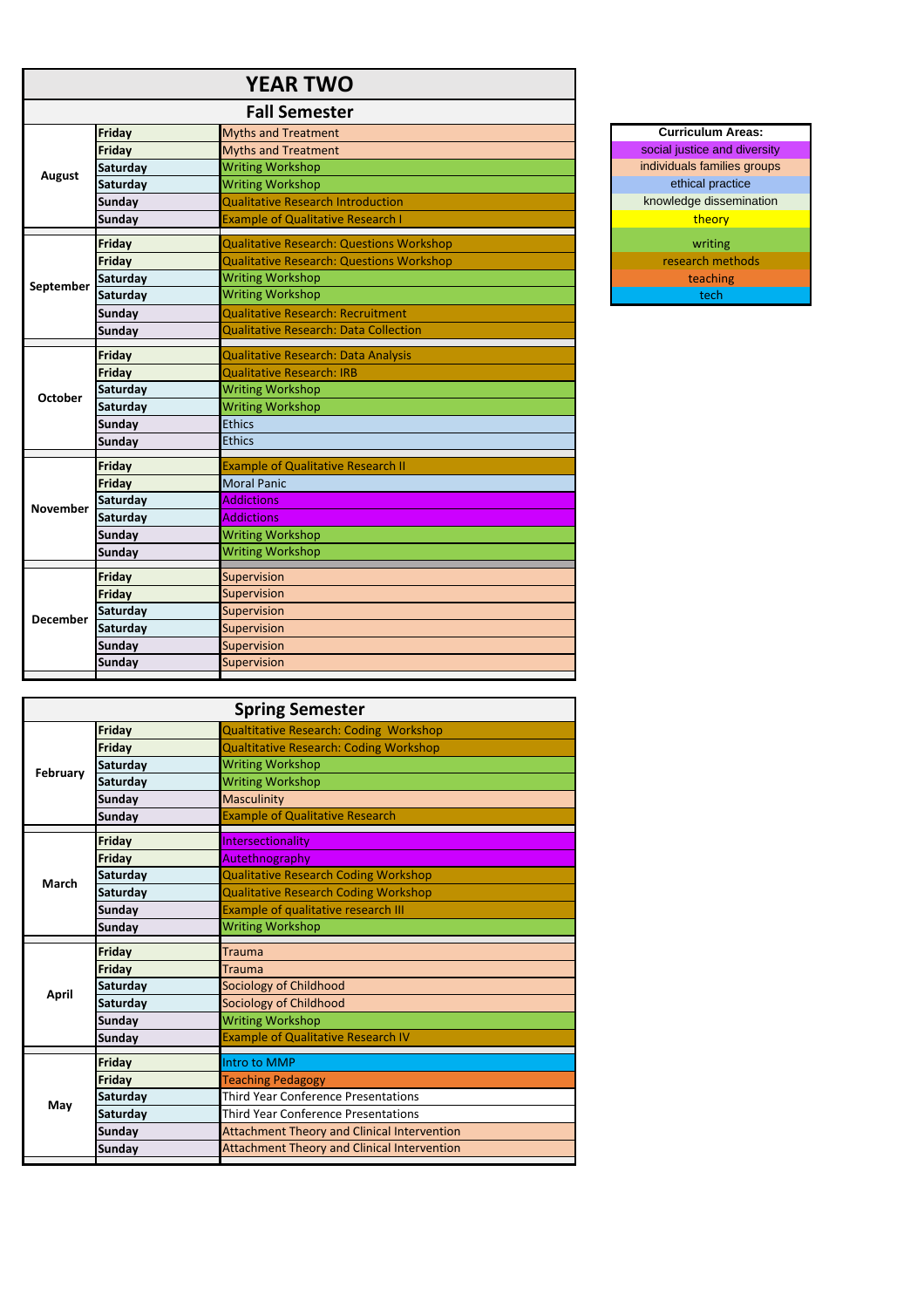# YEAR TWO

## Fall Semester

| Month | Day | Session |
|---|---|---|
| August | Friday | Myths and Treatment |
| | Friday | Myths and Treatment |
| | Saturday | Writing Workshop |
| | Saturday | Writing Workshop |
| | Sunday | Qualitative Research Introduction |
| | Sunday | Example of Qualitative Research I |
| September | Friday | Qualitative Research: Questions Workshop |
| | Friday | Qualitative Research: Questions Workshop |
| | Saturday | Writing Workshop |
| | Saturday | Writing Workshop |
| | Sunday | Qualitative Research: Recruitment |
| | Sunday | Qualitative Research: Data Collection |
| October | Friday | Qualitative Research: Data Analysis |
| | Friday | Qualitative Research: IRB |
| | Saturday | Writing Workshop |
| | Saturday | Writing Workshop |
| | Sunday | Ethics |
| | Sunday | Ethics |
| November | Friday | Example of Qualitative Research II |
| | Friday | Moral Panic |
| | Saturday | Addictions |
| | Saturday | Addictions |
| | Sunday | Writing Workshop |
| | Sunday | Writing Workshop |
| December | Friday | Supervision |
| | Friday | Supervision |
| | Saturday | Supervision |
| | Saturday | Supervision |
| | Sunday | Supervision |
| | Sunday | Supervision |

## Spring Semester

| Month | Day | Session |
|---|---|---|
| February | Friday | Qualtitative Research: Coding Workshop |
| | Friday | Qualtitative Research: Coding Workshop |
| | Saturday | Writing Workshop |
| | Saturday | Writing Workshop |
| | Sunday | Masculinity |
| | Sunday | Example of Qualitative Research |
| March | Friday | Intersectionality |
| | Friday | Autethnography |
| | Saturday | Qualitative Research Coding Workshop |
| | Saturday | Qualitative Research Coding Workshop |
| | Sunday | Example of qualitative research III |
| | Sunday | Writing Workshop |
| April | Friday | Trauma |
| | Friday | Trauma |
| | Saturday | Sociology of Childhood |
| | Saturday | Sociology of Childhood |
| | Sunday | Writing Workshop |
| | Sunday | Example of Qualitative Research IV |
| May | Friday | Intro to MMP |
| | Friday | Teaching Pedagogy |
| | Saturday | Third Year Conference Presentations |
| | Saturday | Third Year Conference Presentations |
| | Sunday | Attachment Theory and Clinical Intervention |
| | Sunday | Attachment Theory and Clinical Intervention |

| Curriculum Areas: |
|---|
| social justice and diversity |
| individuals families groups |
| ethical practice |
| knowledge dissemination |
| theory |
| writing |
| research methods |
| teaching |
| tech |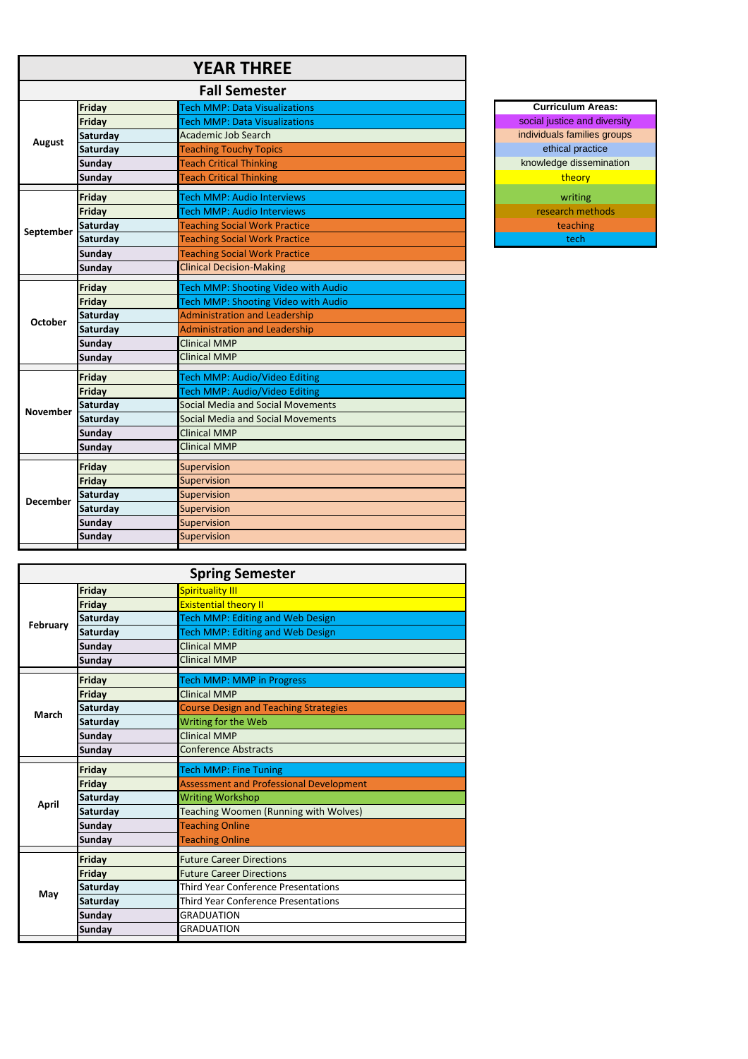# YEAR THREE

## Fall Semester

| | | |
|---|---|---|
| **August** | **Friday** | Tech MMP: Data Visualizations |
| | **Friday** | Tech MMP: Data Visualizations |
| | **Saturday** | Academic Job Search |
| | **Saturday** | Teaching Touchy Topics |
| | **Sunday** | Teach Critical Thinking |
| | **Sunday** | Teach Critical Thinking |
| **September** | **Friday** | Tech MMP: Audio Interviews |
| | **Friday** | Tech MMP: Audio Interviews |
| | **Saturday** | Teaching Social Work Practice |
| | **Saturday** | Teaching Social Work Practice |
| | **Sunday** | Teaching Social Work Practice |
| | **Sunday** | Clinical Decision-Making |
| **October** | **Friday** | Tech MMP: Shooting Video with Audio |
| | **Friday** | Tech MMP: Shooting Video with Audio |
| | **Saturday** | Administration and Leadership |
| | **Saturday** | Administration and Leadership |
| | **Sunday** | Clinical MMP |
| | **Sunday** | Clinical MMP |
| **November** | **Friday** | Tech MMP: Audio/Video Editing |
| | **Friday** | Tech MMP: Audio/Video Editing |
| | **Saturday** | Social Media and Social Movements |
| | **Saturday** | Social Media and Social Movements |
| | **Sunday** | Clinical MMP |
| | **Sunday** | Clinical MMP |
| **December** | **Friday** | Supervision |
| | **Friday** | Supervision |
| | **Saturday** | Supervision |
| | **Saturday** | Supervision |
| | **Sunday** | Supervision |
| | **Sunday** | Supervision |

## Spring Semester

| | | |
|---|---|---|
| **February** | **Friday** | Spirituality III |
| | **Friday** | Existential theory II |
| | **Saturday** | Tech MMP: Editing and Web Design |
| | **Saturday** | Tech MMP: Editing and Web Design |
| | **Sunday** | Clinical MMP |
| | **Sunday** | Clinical MMP |
| **March** | **Friday** | Tech MMP: MMP in Progress |
| | **Friday** | Clinical MMP |
| | **Saturday** | Course Design and Teaching Strategies |
| | **Saturday** | Writing for the Web |
| | **Sunday** | Clinical MMP |
| | **Sunday** | Conference Abstracts |
| **April** | **Friday** | Tech MMP: Fine Tuning |
| | **Friday** | Assessment and Professional Development |
| | **Saturday** | Writing Workshop |
| | **Saturday** | Teaching Woomen (Running with Wolves) |
| | **Sunday** | Teaching Online |
| | **Sunday** | Teaching Online |
| **May** | **Friday** | Future Career Directions |
| | **Friday** | Future Career Directions |
| | **Saturday** | Third Year Conference Presentations |
| | **Saturday** | Third Year Conference Presentations |
| | **Sunday** | GRADUATION |
| | **Sunday** | GRADUATION |

| Curriculum Areas: |
|---|
| social justice and diversity |
| individuals families groups |
| ethical practice |
| knowledge dissemination |
| theory |
| writing |
| research methods |
| teaching |
| tech |